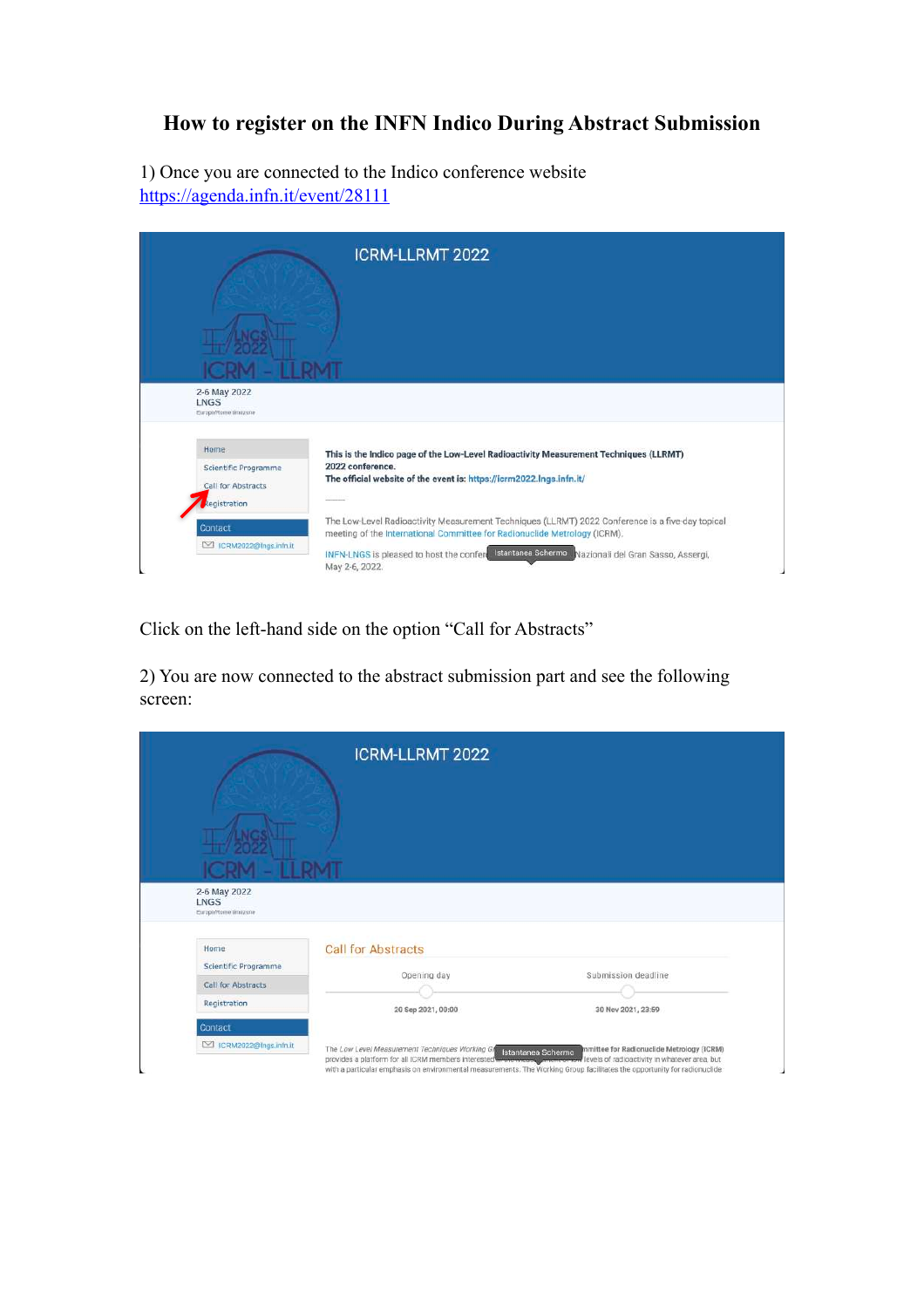# How to register on the INFN Indico During Abstract Submission

1) Once you are connected to the Indico conference website
https://agenda.infn.it/event/28111

Click on the left-hand side on the option "Call for Abstracts"

2) You are now connected to the abstract submission part and see the following screen: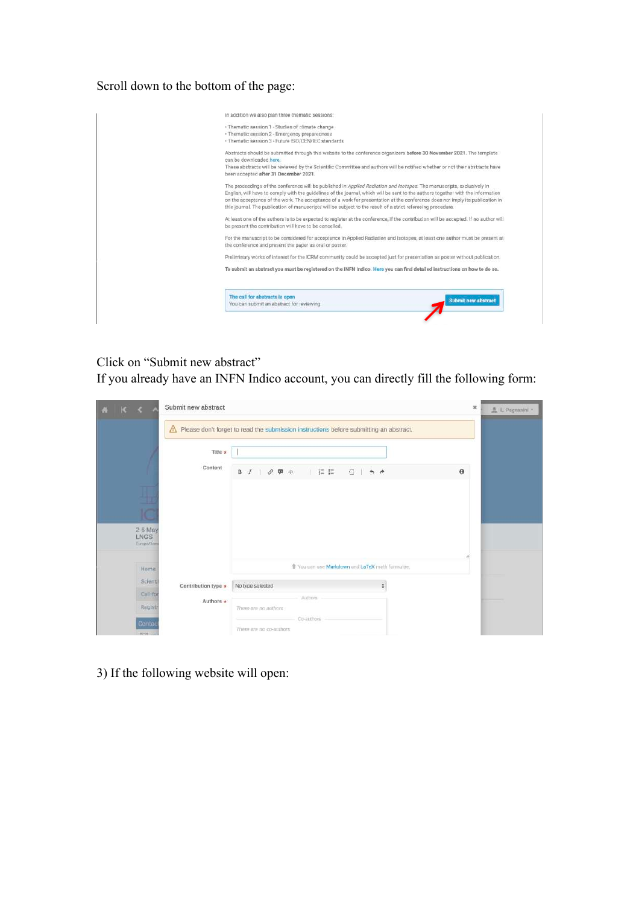Scroll down to the bottom of the page:

In addition we also plan three thematic sessions:

- Thematic session 1 - Studies of climate change
- Thematic session 2 - Emergency preparedness
- Thematic session 3 - Future ISO/CEN/IEC standards

Abstracts should be submitted through this website to the conference organizers **before 30 November 2021**. The template can be downloaded here.
These abstracts will be reviewed by the Scientific Committee and authors will be notified whether or not their abstracts have been accepted **after 31 December 2021**.

The proceedings of the conference will be published in *Applied Radiation and Isotopes*. The manuscripts, exclusively in English, will have to comply with the guidelines of the journal, which will be sent to the authors together with the information on the acceptance of the work. The acceptance of a work for presentation at the conference does not imply its publication in this journal. The publication of manuscripts will be subject to the result of a strict refereeing procedure.

At least one of the authors is to be expected to register at the conference, if the contribution will be accepted. If no author will be present the contribution will have to be cancelled.

For the manuscript to be considered for acceptance in Applied Radiation and Isotopes, at least one author must be present at the conference and present the paper as oral or poster.

Preliminary works of interest for the ICRM community could be accepted just for presentation as poster without publication.

**To submit an abstract you must be registered on the INFN Indico. Here you can find detailed instructions on how to do so.**

**The call for abstracts is open**
You can submit an abstract for reviewing **Submit new abstract**

Click on "Submit new abstract"
If you already have an INFN Indico account, you can directly fill the following form:

Submit new abstract

Please don't forget to read the submission instructions before submitting an abstract.

Title *

Content

You can use Markdown and LaTeX math formulae.

Contribution type * No type selected

Authors * Authors — There are no authors — Co-authors — There are no co-authors

3) If the following website will open: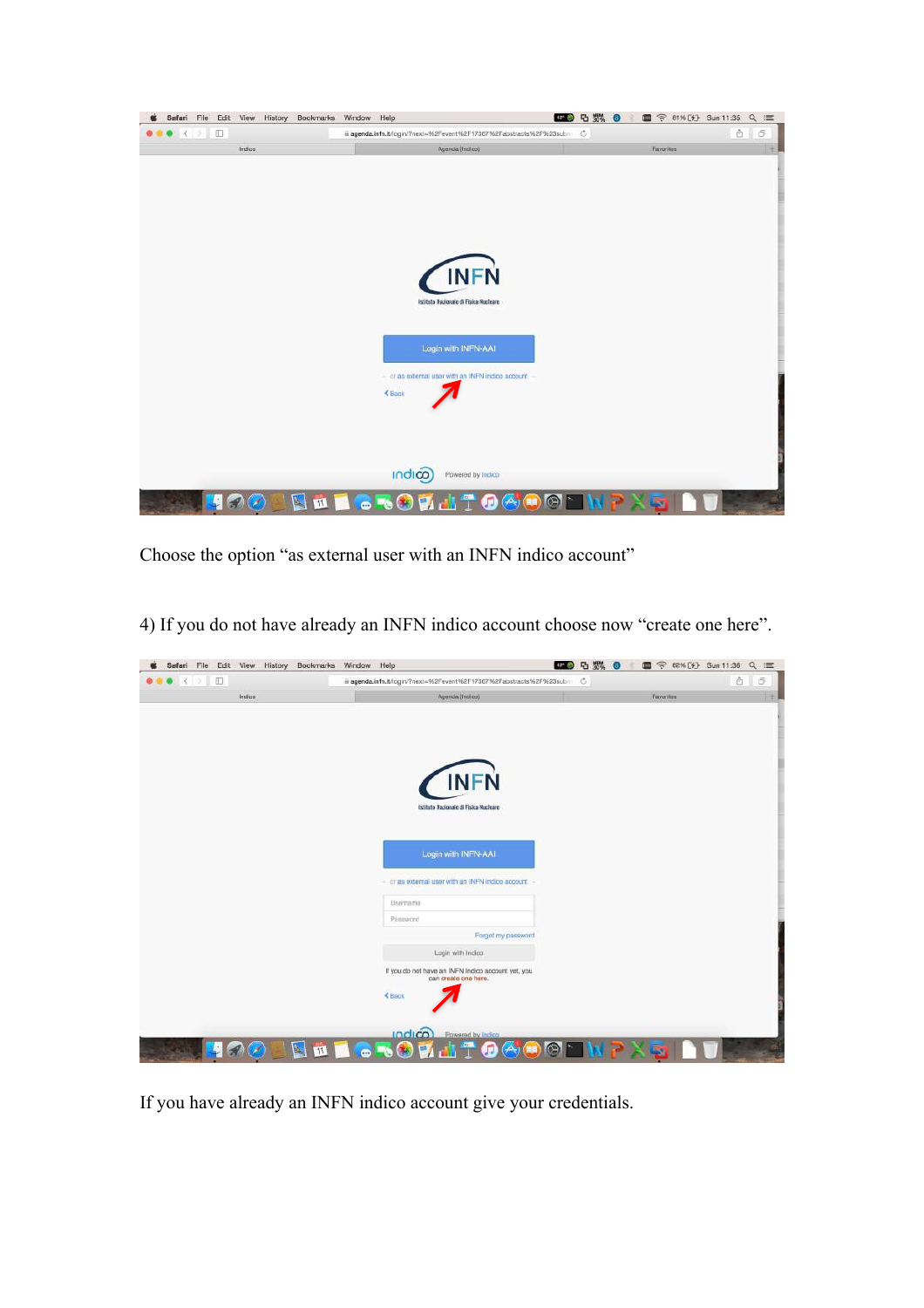Choose the option “as external user with an INFN indico account”

4) If you do not have already an INFN indico account choose now “create one here”.

If you have already an INFN indico account give your credentials.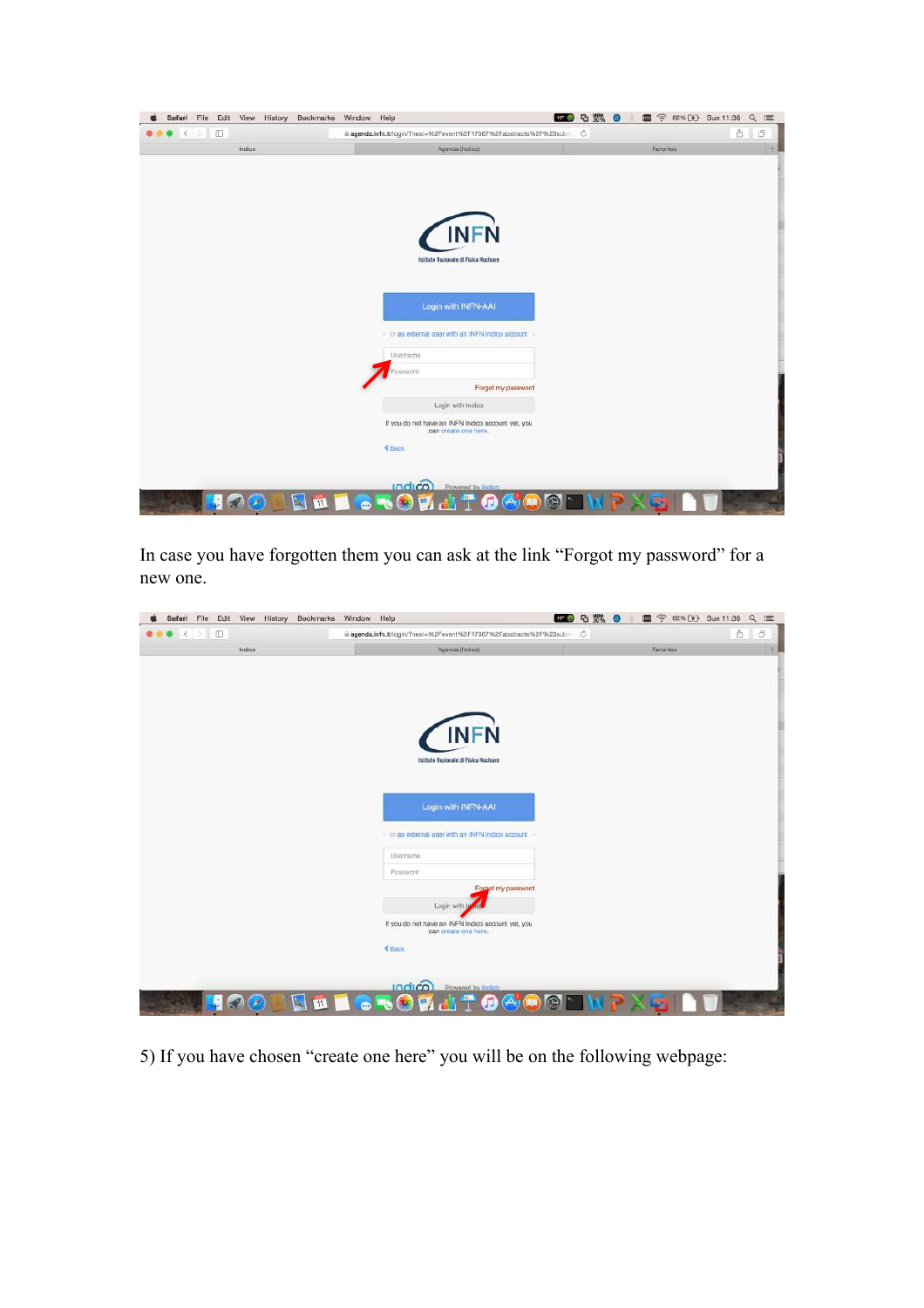In case you have forgotten them you can ask at the link “Forgot my password” for a new one.

5) If you have chosen “create one here” you will be on the following webpage: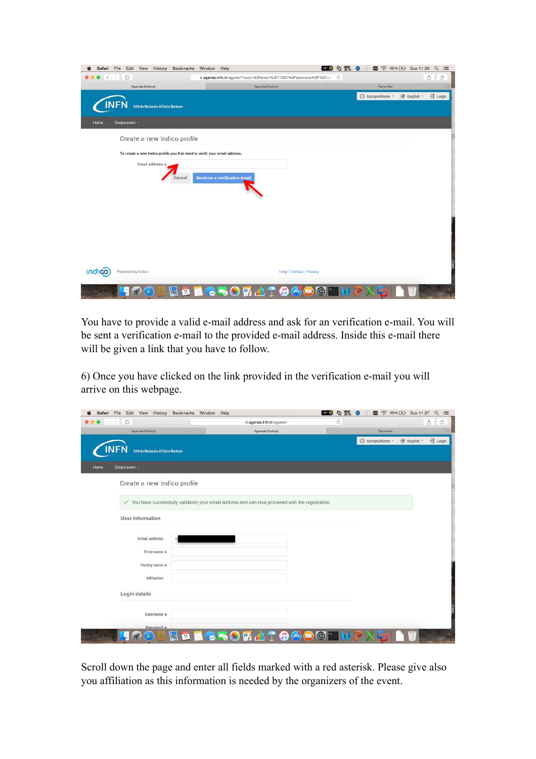You have to provide a valid e-mail address and ask for an verification e-mail. You will be sent a verification e-mail to the provided e-mail address. Inside this e-mail there will be given a link that you have to follow.

6) Once you have clicked on the link provided in the verification e-mail you will arrive on this webpage.

Scroll down the page and enter all fields marked with a red asterisk. Please give also you affiliation as this information is needed by the organizers of the event.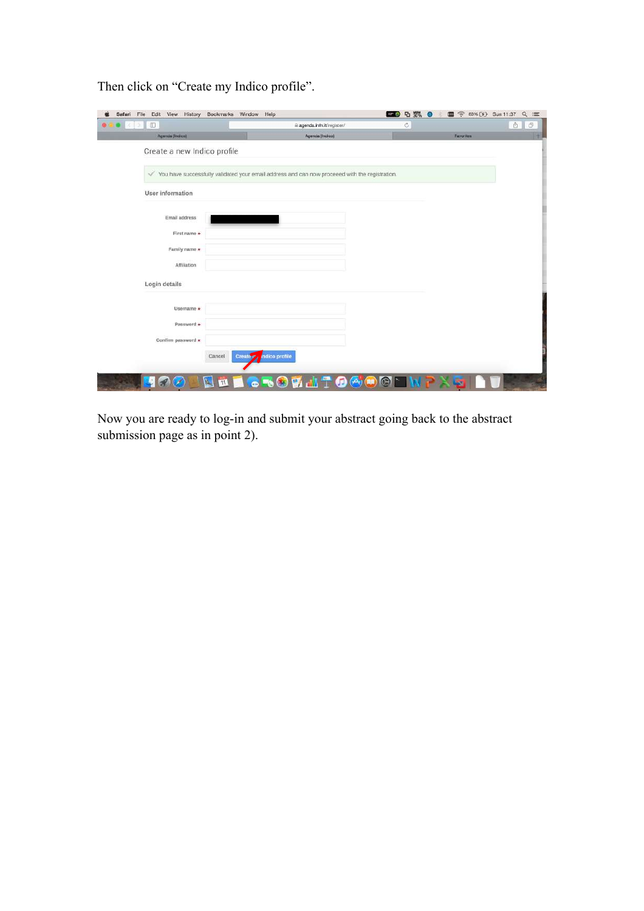Then click on "Create my Indico profile".

Now you are ready to log-in and submit your abstract going back to the abstract submission page as in point 2).